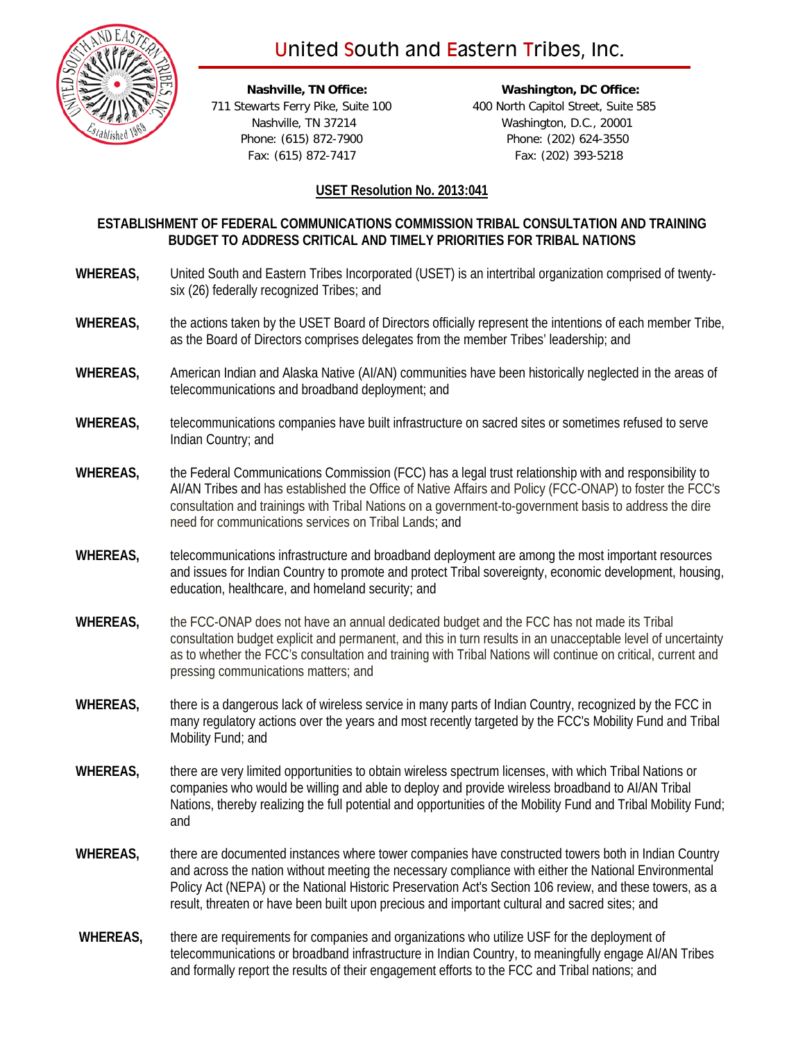# United South and Eastern Tribes, Inc.

**Nashville, TN Office:**
711 Stewarts Ferry Pike, Suite 100
Nashville, TN 37214
Phone: (615) 872-7900
Fax: (615) 872-7417

**Washington, DC Office:**
400 North Capitol Street, Suite 585
Washington, D.C., 20001
Phone: (202) 624-3550
Fax: (202) 393-5218

## USET Resolution No. 2013:041

### ESTABLISHMENT OF FEDERAL COMMUNICATIONS COMMISSION TRIBAL CONSULTATION AND TRAINING BUDGET TO ADDRESS CRITICAL AND TIMELY PRIORITIES FOR TRIBAL NATIONS

**WHEREAS,** United South and Eastern Tribes Incorporated (USET) is an intertribal organization comprised of twenty-six (26) federally recognized Tribes; and

**WHEREAS,** the actions taken by the USET Board of Directors officially represent the intentions of each member Tribe, as the Board of Directors comprises delegates from the member Tribes' leadership; and

**WHEREAS,** American Indian and Alaska Native (AI/AN) communities have been historically neglected in the areas of telecommunications and broadband deployment; and

**WHEREAS,** telecommunications companies have built infrastructure on sacred sites or sometimes refused to serve Indian Country; and

**WHEREAS,** the Federal Communications Commission (FCC) has a legal trust relationship with and responsibility to AI/AN Tribes and has established the Office of Native Affairs and Policy (FCC-ONAP) to foster the FCC's consultation and trainings with Tribal Nations on a government-to-government basis to address the dire need for communications services on Tribal Lands; and

**WHEREAS,** telecommunications infrastructure and broadband deployment are among the most important resources and issues for Indian Country to promote and protect Tribal sovereignty, economic development, housing, education, healthcare, and homeland security; and

**WHEREAS,** the FCC-ONAP does not have an annual dedicated budget and the FCC has not made its Tribal consultation budget explicit and permanent, and this in turn results in an unacceptable level of uncertainty as to whether the FCC's consultation and training with Tribal Nations will continue on critical, current and pressing communications matters; and

**WHEREAS,** there is a dangerous lack of wireless service in many parts of Indian Country, recognized by the FCC in many regulatory actions over the years and most recently targeted by the FCC's Mobility Fund and Tribal Mobility Fund; and

**WHEREAS,** there are very limited opportunities to obtain wireless spectrum licenses, with which Tribal Nations or companies who would be willing and able to deploy and provide wireless broadband to AI/AN Tribal Nations, thereby realizing the full potential and opportunities of the Mobility Fund and Tribal Mobility Fund; and

**WHEREAS,** there are documented instances where tower companies have constructed towers both in Indian Country and across the nation without meeting the necessary compliance with either the National Environmental Policy Act (NEPA) or the National Historic Preservation Act's Section 106 review, and these towers, as a result, threaten or have been built upon precious and important cultural and sacred sites; and

**WHEREAS,** there are requirements for companies and organizations who utilize USF for the deployment of telecommunications or broadband infrastructure in Indian Country, to meaningfully engage AI/AN Tribes and formally report the results of their engagement efforts to the FCC and Tribal nations; and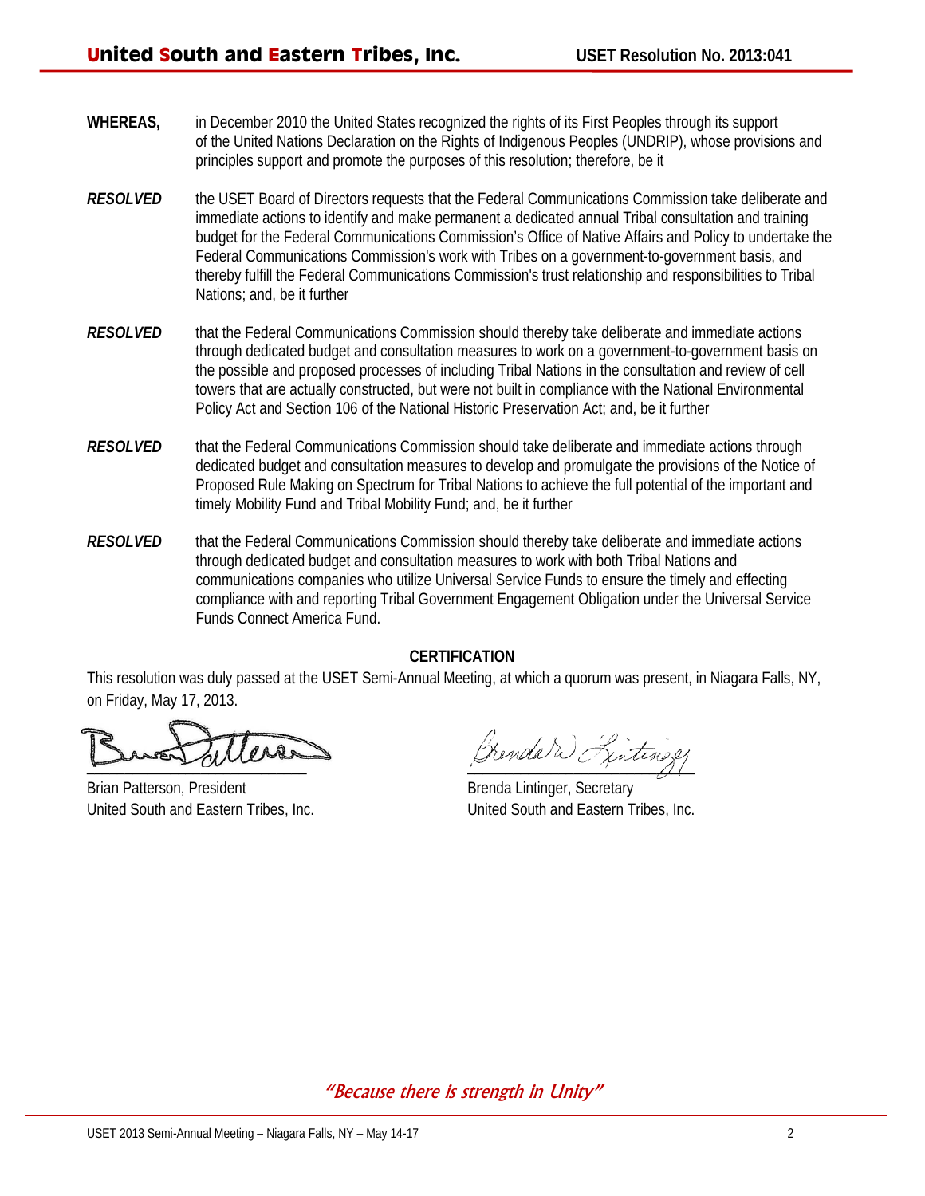**WHEREAS,** in December 2010 the United States recognized the rights of its First Peoples through its support of the United Nations Declaration on the Rights of Indigenous Peoples (UNDRIP), whose provisions and principles support and promote the purposes of this resolution; therefore, be it

***RESOLVED*** the USET Board of Directors requests that the Federal Communications Commission take deliberate and immediate actions to identify and make permanent a dedicated annual Tribal consultation and training budget for the Federal Communications Commission's Office of Native Affairs and Policy to undertake the Federal Communications Commission's work with Tribes on a government-to-government basis, and thereby fulfill the Federal Communications Commission's trust relationship and responsibilities to Tribal Nations; and, be it further

***RESOLVED*** that the Federal Communications Commission should thereby take deliberate and immediate actions through dedicated budget and consultation measures to work on a government-to-government basis on the possible and proposed processes of including Tribal Nations in the consultation and review of cell towers that are actually constructed, but were not built in compliance with the National Environmental Policy Act and Section 106 of the National Historic Preservation Act; and, be it further

***RESOLVED*** that the Federal Communications Commission should take deliberate and immediate actions through dedicated budget and consultation measures to develop and promulgate the provisions of the Notice of Proposed Rule Making on Spectrum for Tribal Nations to achieve the full potential of the important and timely Mobility Fund and Tribal Mobility Fund; and, be it further

***RESOLVED*** that the Federal Communications Commission should thereby take deliberate and immediate actions through dedicated budget and consultation measures to work with both Tribal Nations and communications companies who utilize Universal Service Funds to ensure the timely and effecting compliance with and reporting Tribal Government Engagement Obligation under the Universal Service Funds Connect America Fund.

**CERTIFICATION**

This resolution was duly passed at the USET Semi-Annual Meeting, at which a quorum was present, in Niagara Falls, NY, on Friday, May 17, 2013.

Brian Patterson, President
United South and Eastern Tribes, Inc.

Brenda Lintinger, Secretary
United South and Eastern Tribes, Inc.

*"Because there is strength in Unity"*